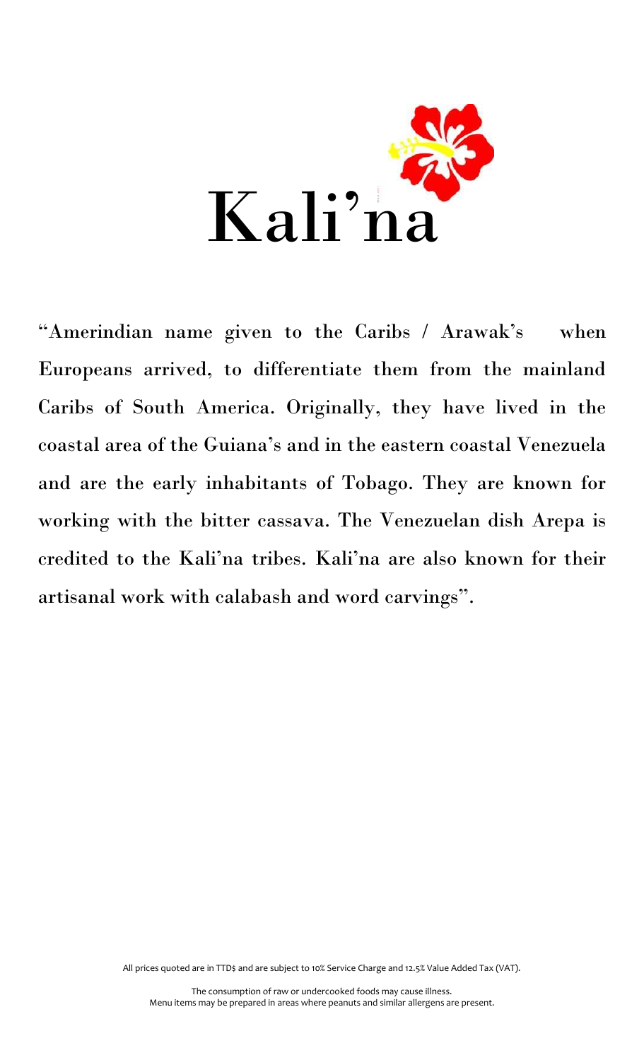# Kali'na

"Amerindian name given to the Caribs / Arawak's when Europeans arrived, to differentiate them from the mainland Caribs of South America. Originally, they have lived in the coastal area of the Guiana's and in the eastern coastal Venezuela and are the early inhabitants of Tobago. They are known for working with the bitter cassava. The Venezuelan dish Arepa is credited to the Kali'na tribes. Kali'na are also known for their artisanal work with calabash and word carvings".

All prices quoted are in TTD$ and are subject to 10% Service Charge and 12.5% Value Added Tax (VAT).

The consumption of raw or undercooked foods may cause illness.
Menu items may be prepared in areas where peanuts and similar allergens are present.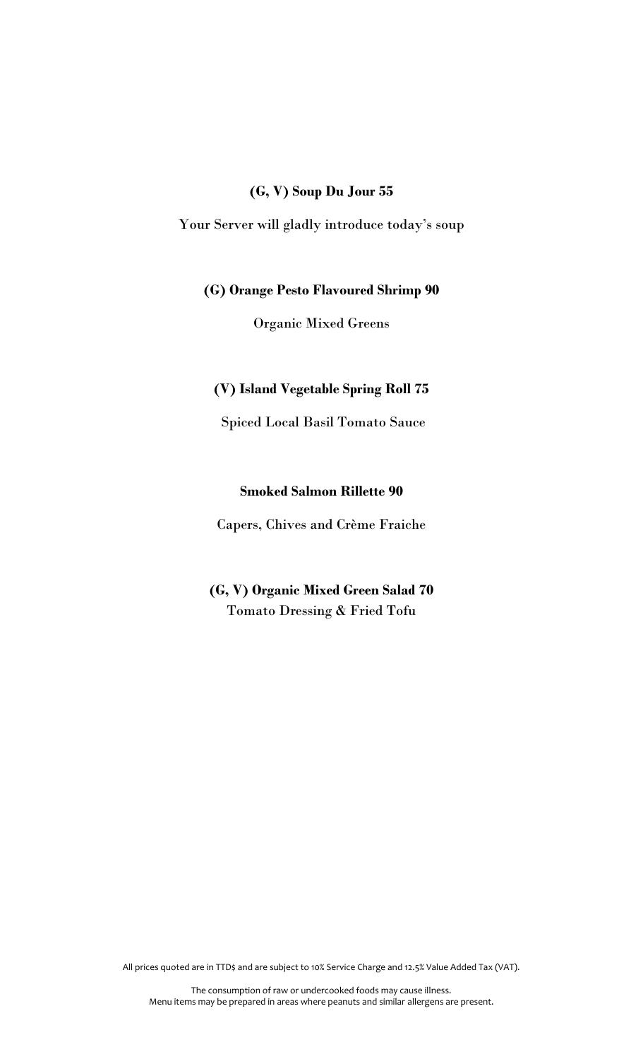**(G, V) Soup Du Jour 55**

Your Server will gladly introduce today's soup

**(G) Orange Pesto Flavoured Shrimp 90**

Organic Mixed Greens

**(V) Island Vegetable Spring Roll 75**

Spiced Local Basil Tomato Sauce

**Smoked Salmon Rillette 90**

Capers, Chives and Crème Fraiche

**(G, V) Organic Mixed Green Salad 70**

Tomato Dressing & Fried Tofu

All prices quoted are in TTD$ and are subject to 10% Service Charge and 12.5% Value Added Tax (VAT).

The consumption of raw or undercooked foods may cause illness.
Menu items may be prepared in areas where peanuts and similar allergens are present.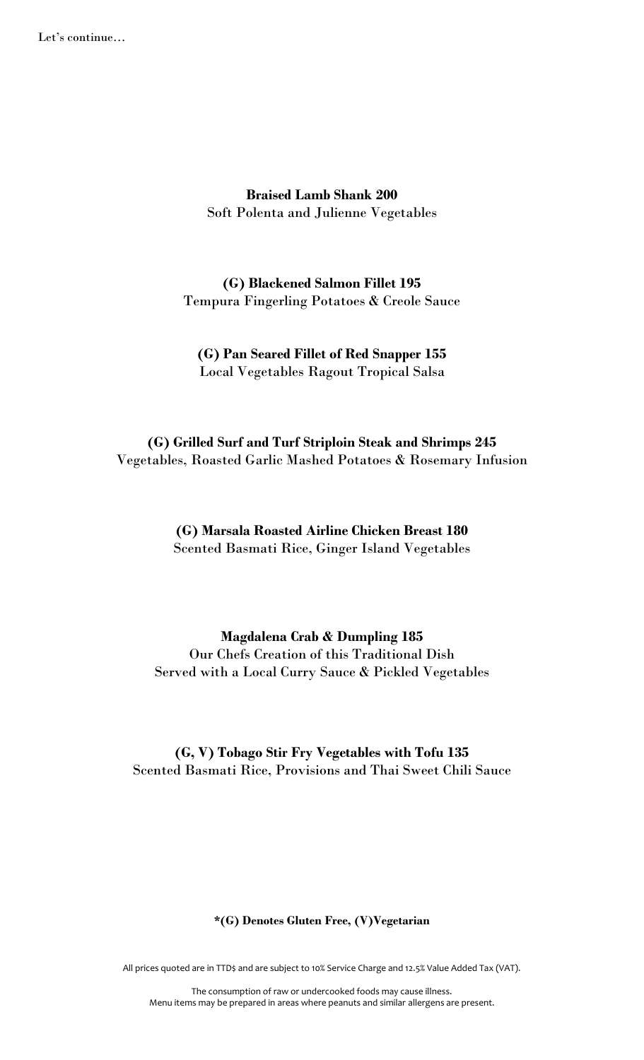Let's continue…

**Braised Lamb Shank 200**
Soft Polenta and Julienne Vegetables

**(G) Blackened Salmon Fillet 195**
Tempura Fingerling Potatoes & Creole Sauce

**(G) Pan Seared Fillet of Red Snapper 155**
Local Vegetables Ragout Tropical Salsa

**(G) Grilled Surf and Turf Striploin Steak and Shrimps 245**
Vegetables, Roasted Garlic Mashed Potatoes & Rosemary Infusion

**(G) Marsala Roasted Airline Chicken Breast 180**
Scented Basmati Rice, Ginger Island Vegetables

**Magdalena Crab & Dumpling 185**
Our Chefs Creation of this Traditional Dish
Served with a Local Curry Sauce & Pickled Vegetables

**(G, V) Tobago Stir Fry Vegetables with Tofu 135**
Scented Basmati Rice, Provisions and Thai Sweet Chili Sauce

**\*(G) Denotes Gluten Free, (V)Vegetarian**

All prices quoted are in TTD$ and are subject to 10% Service Charge and 12.5% Value Added Tax (VAT).

The consumption of raw or undercooked foods may cause illness.
Menu items may be prepared in areas where peanuts and similar allergens are present.